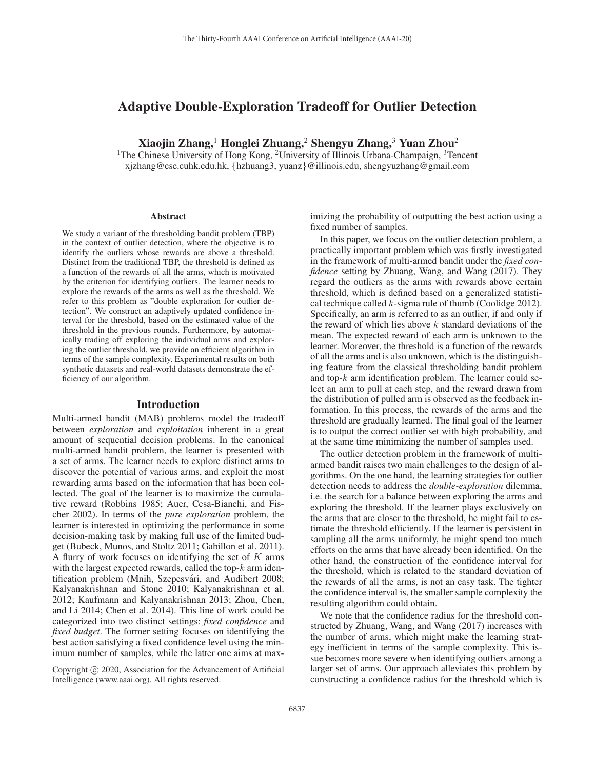# Adaptive Double-Exploration Tradeoff for Outlier Detection

**Xiaojin Zhang,[1] Honglei Zhuang,[2] Shengyu Zhang,[3] Yuan Zhou[2]**

[1]The Chinese University of Hong Kong, [2]University of Illinois Urbana-Champaign, [3]Tencent
xjzhang@cse.cuhk.edu.hk, {hzhuang3, yuanz}@illinois.edu, shengyuzhang@gmail.com

## Abstract

We study a variant of the thresholding bandit problem (TBP) in the context of outlier detection, where the objective is to identify the outliers whose rewards are above a threshold. Distinct from the traditional TBP, the threshold is defined as a function of the rewards of all the arms, which is motivated by the criterion for identifying outliers. The learner needs to explore the rewards of the arms as well as the threshold. We refer to this problem as "double exploration for outlier detection". We construct an adaptively updated confidence interval for the threshold, based on the estimated value of the threshold in the previous rounds. Furthermore, by automatically trading off exploring the individual arms and exploring the outlier threshold, we provide an efficient algorithm in terms of the sample complexity. Experimental results on both synthetic datasets and real-world datasets demonstrate the efficiency of our algorithm.

## Introduction

Multi-armed bandit (MAB) problems model the tradeoff between *exploration* and *exploitation* inherent in a great amount of sequential decision problems. In the canonical multi-armed bandit problem, the learner is presented with a set of arms. The learner needs to explore distinct arms to discover the potential of various arms, and exploit the most rewarding arms based on the information that has been collected. The goal of the learner is to maximize the cumulative reward (Robbins 1985; Auer, Cesa-Bianchi, and Fischer 2002). In terms of the *pure exploration* problem, the learner is interested in optimizing the performance in some decision-making task by making full use of the limited budget (Bubeck, Munos, and Stoltz 2011; Gabillon et al. 2011). A flurry of work focuses on identifying the set of $K$ arms with the largest expected rewards, called the top-$k$ arm identification problem (Mnih, Szepesvári, and Audibert 2008; Kalyanakrishnan and Stone 2010; Kalyanakrishnan et al. 2012; Kaufmann and Kalyanakrishnan 2013; Zhou, Chen, and Li 2014; Chen et al. 2014). This line of work could be categorized into two distinct settings: *fixed confidence* and *fixed budget*. The former setting focuses on identifying the best action satisfying a fixed confidence level using the minimum number of samples, while the latter one aims at maximizing the probability of outputting the best action using a fixed number of samples.

In this paper, we focus on the outlier detection problem, a practically important problem which was firstly investigated in the framework of multi-armed bandit under the *fixed confidence* setting by Zhuang, Wang, and Wang (2017). They regard the outliers as the arms with rewards above certain threshold, which is defined based on a generalized statistical technique called $k$-sigma rule of thumb (Coolidge 2012). Specifically, an arm is referred to as an outlier, if and only if the reward of which lies above $k$ standard deviations of the mean. The expected reward of each arm is unknown to the learner. Moreover, the threshold is a function of the rewards of all the arms and is also unknown, which is the distinguishing feature from the classical thresholding bandit problem and top-$k$ arm identification problem. The learner could select an arm to pull at each step, and the reward drawn from the distribution of pulled arm is observed as the feedback information. In this process, the rewards of the arms and the threshold are gradually learned. The final goal of the learner is to output the correct outlier set with high probability, and at the same time minimizing the number of samples used.

The outlier detection problem in the framework of multi-armed bandit raises two main challenges to the design of algorithms. On the one hand, the learning strategies for outlier detection needs to address the *double-exploration* dilemma, i.e. the search for a balance between exploring the arms and exploring the threshold. If the learner plays exclusively on the arms that are closer to the threshold, he might fail to estimate the threshold efficiently. If the learner is persistent in sampling all the arms uniformly, he might spend too much efforts on the arms that have already been identified. On the other hand, the construction of the confidence interval for the threshold, which is related to the standard deviation of the rewards of all the arms, is not an easy task. The tighter the confidence interval is, the smaller sample complexity the resulting algorithm could obtain.

We note that the confidence radius for the threshold constructed by Zhuang, Wang, and Wang (2017) increases with the number of arms, which might make the learning strategy inefficient in terms of the sample complexity. This issue becomes more severe when identifying outliers among a larger set of arms. Our approach alleviates this problem by constructing a confidence radius for the threshold which is

Copyright © 2020, Association for the Advancement of Artificial Intelligence (www.aaai.org). All rights reserved.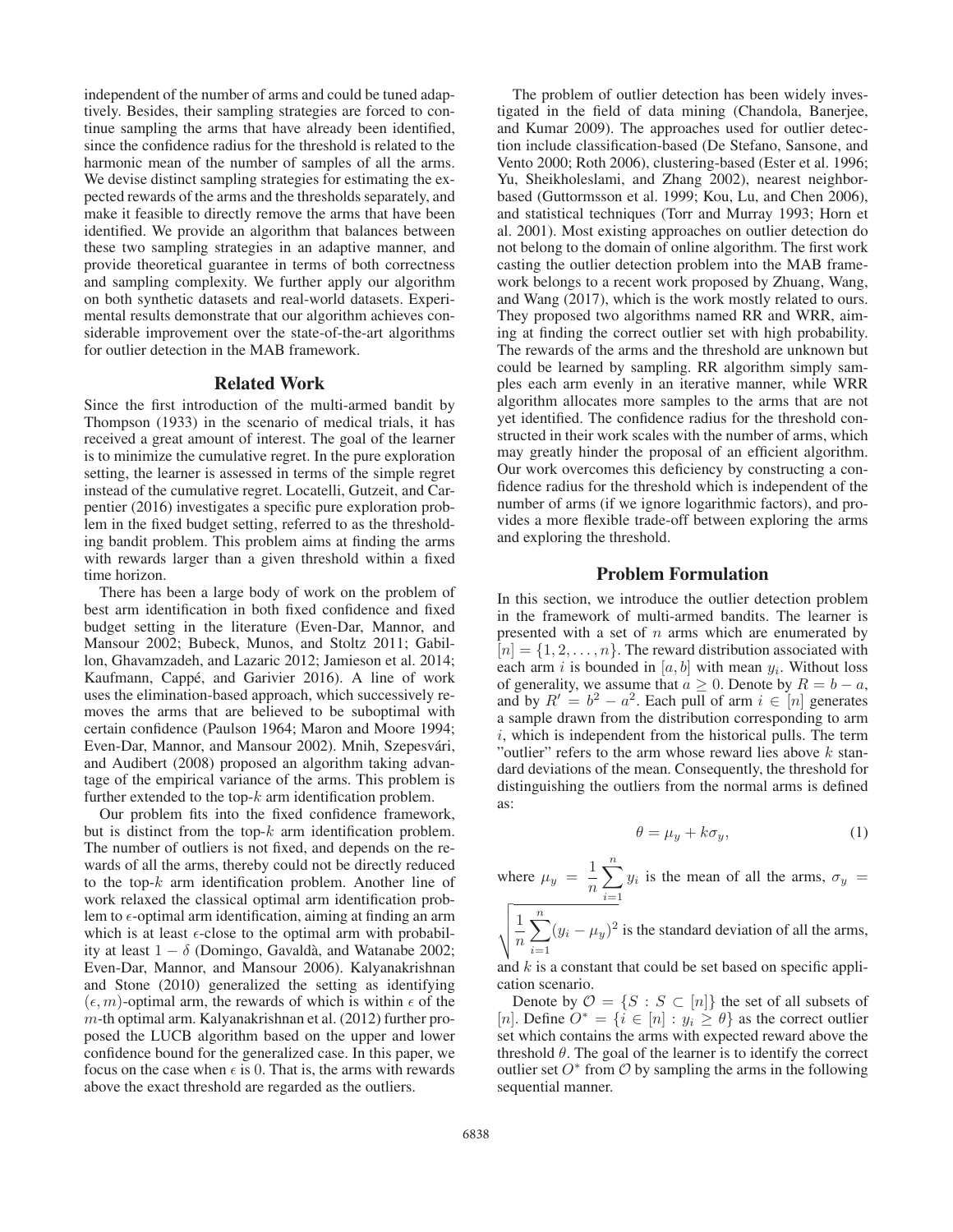independent of the number of arms and could be tuned adaptively. Besides, their sampling strategies are forced to continue sampling the arms that have already been identified, since the confidence radius for the threshold is related to the harmonic mean of the number of samples of all the arms. We devise distinct sampling strategies for estimating the expected rewards of the arms and the thresholds separately, and make it feasible to directly remove the arms that have been identified. We provide an algorithm that balances between these two sampling strategies in an adaptive manner, and provide theoretical guarantee in terms of both correctness and sampling complexity. We further apply our algorithm on both synthetic datasets and real-world datasets. Experimental results demonstrate that our algorithm achieves considerable improvement over the state-of-the-art algorithms for outlier detection in the MAB framework.

## Related Work

Since the first introduction of the multi-armed bandit by Thompson (1933) in the scenario of medical trials, it has received a great amount of interest. The goal of the learner is to minimize the cumulative regret. In the pure exploration setting, the learner is assessed in terms of the simple regret instead of the cumulative regret. Locatelli, Gutzeit, and Carpentier (2016) investigates a specific pure exploration problem in the fixed budget setting, referred to as the thresholding bandit problem. This problem aims at finding the arms with rewards larger than a given threshold within a fixed time horizon.

There has been a large body of work on the problem of best arm identification in both fixed confidence and fixed budget setting in the literature (Even-Dar, Mannor, and Mansour 2002; Bubeck, Munos, and Stoltz 2011; Gabillon, Ghavamzadeh, and Lazaric 2012; Jamieson et al. 2014; Kaufmann, Cappé, and Garivier 2016). A line of work uses the elimination-based approach, which successively removes the arms that are believed to be suboptimal with certain confidence (Paulson 1964; Maron and Moore 1994; Even-Dar, Mannor, and Mansour 2002). Mnih, Szepesvári, and Audibert (2008) proposed an algorithm taking advantage of the empirical variance of the arms. This problem is further extended to the top-$k$ arm identification problem.

Our problem fits into the fixed confidence framework, but is distinct from the top-$k$ arm identification problem. The number of outliers is not fixed, and depends on the rewards of all the arms, thereby could not be directly reduced to the top-$k$ arm identification problem. Another line of work relaxed the classical optimal arm identification problem to $\epsilon$-optimal arm identification, aiming at finding an arm which is at least $\epsilon$-close to the optimal arm with probability at least $1 - \delta$ (Domingo, Gavaldà, and Watanabe 2002; Even-Dar, Mannor, and Mansour 2006). Kalyanakrishnan and Stone (2010) generalized the setting as identifying $(\epsilon, m)$-optimal arm, the rewards of which is within $\epsilon$ of the $m$-th optimal arm. Kalyanakrishnan et al. (2012) further proposed the LUCB algorithm based on the upper and lower confidence bound for the generalized case. In this paper, we focus on the case when $\epsilon$ is 0. That is, the arms with rewards above the exact threshold are regarded as the outliers.

The problem of outlier detection has been widely investigated in the field of data mining (Chandola, Banerjee, and Kumar 2009). The approaches used for outlier detection include classification-based (De Stefano, Sansone, and Vento 2000; Roth 2006), clustering-based (Ester et al. 1996; Yu, Sheikholeslami, and Zhang 2002), nearest neighbor-based (Guttormsson et al. 1999; Kou, Lu, and Chen 2006), and statistical techniques (Torr and Murray 1993; Horn et al. 2001). Most existing approaches on outlier detection do not belong to the domain of online algorithm. The first work casting the outlier detection problem into the MAB framework belongs to a recent work proposed by Zhuang, Wang, and Wang (2017), which is the work mostly related to ours. They proposed two algorithms named RR and WRR, aiming at finding the correct outlier set with high probability. The rewards of the arms and the threshold are unknown but could be learned by sampling. RR algorithm simply samples each arm evenly in an iterative manner, while WRR algorithm allocates more samples to the arms that are not yet identified. The confidence radius for the threshold constructed in their work scales with the number of arms, which may greatly hinder the proposal of an efficient algorithm. Our work overcomes this deficiency by constructing a confidence radius for the threshold which is independent of the number of arms (if we ignore logarithmic factors), and provides a more flexible trade-off between exploring the arms and exploring the threshold.

## Problem Formulation

In this section, we introduce the outlier detection problem in the framework of multi-armed bandits. The learner is presented with a set of $n$ arms which are enumerated by $[n] = \{1, 2, \ldots, n\}$. The reward distribution associated with each arm $i$ is bounded in $[a, b]$ with mean $y_i$. Without loss of generality, we assume that $a \geq 0$. Denote by $R = b - a$, and by $R' = b^2 - a^2$. Each pull of arm $i \in [n]$ generates a sample drawn from the distribution corresponding to arm $i$, which is independent from the historical pulls. The term "outlier" refers to the arm whose reward lies above $k$ standard deviations of the mean. Consequently, the threshold for distinguishing the outliers from the normal arms is defined as:

$$\theta = \mu_y + k\sigma_y, \tag{1}$$

where $\mu_y = \dfrac{1}{n}\sum_{i=1}^{n} y_i$ is the mean of all the arms, $\sigma_y = \sqrt{\dfrac{1}{n}\sum_{i=1}^{n}(y_i - \mu_y)^2}$ is the standard deviation of all the arms, and $k$ is a constant that could be set based on specific application scenario.

Denote by $\mathcal{O} = \{S : S \subset [n]\}$ the set of all subsets of $[n]$. Define $O^* = \{i \in [n] : y_i \geq \theta\}$ as the correct outlier set which contains the arms with expected reward above the threshold $\theta$. The goal of the learner is to identify the correct outlier set $O^*$ from $\mathcal{O}$ by sampling the arms in the following sequential manner.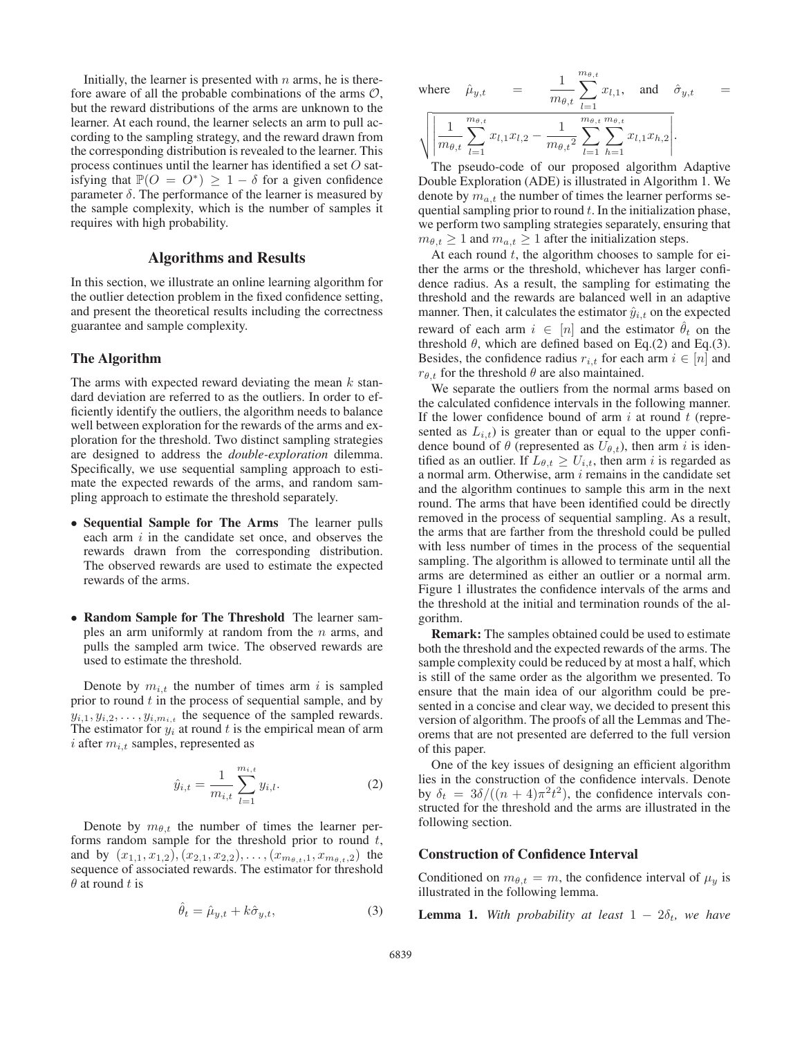Initially, the learner is presented with $n$ arms, he is therefore aware of all the probable combinations of the arms $\mathcal{O}$, but the reward distributions of the arms are unknown to the learner. At each round, the learner selects an arm to pull according to the sampling strategy, and the reward drawn from the corresponding distribution is revealed to the learner. This process continues until the learner has identified a set $O$ satisfying that $\mathbb{P}(O = O^*) \geq 1 - \delta$ for a given confidence parameter $\delta$. The performance of the learner is measured by the sample complexity, which is the number of samples it requires with high probability.

## Algorithms and Results

In this section, we illustrate an online learning algorithm for the outlier detection problem in the fixed confidence setting, and present the theoretical results including the correctness guarantee and sample complexity.

### The Algorithm

The arms with expected reward deviating the mean $k$ standard deviation are referred to as the outliers. In order to efficiently identify the outliers, the algorithm needs to balance well between exploration for the rewards of the arms and exploration for the threshold. Two distinct sampling strategies are designed to address the *double-exploration* dilemma. Specifically, we use sequential sampling approach to estimate the expected rewards of the arms, and random sampling approach to estimate the threshold separately.

- **Sequential Sample for The Arms** The learner pulls each arm $i$ in the candidate set once, and observes the rewards drawn from the corresponding distribution. The observed rewards are used to estimate the expected rewards of the arms.
- **Random Sample for The Threshold** The learner samples an arm uniformly at random from the $n$ arms, and pulls the sampled arm twice. The observed rewards are used to estimate the threshold.

Denote by $m_{i,t}$ the number of times arm $i$ is sampled prior to round $t$ in the process of sequential sample, and by $y_{i,1}, y_{i,2}, \ldots, y_{i,m_{i,t}}$ the sequence of the sampled rewards. The estimator for $y_i$ at round $t$ is the empirical mean of arm $i$ after $m_{i,t}$ samples, represented as

$$\hat{y}_{i,t} = \frac{1}{m_{i,t}} \sum_{l=1}^{m_{i,t}} y_{i,l}. \tag{2}$$

Denote by $m_{\theta,t}$ the number of times the learner performs random sample for the threshold prior to round $t$, and by $(x_{1,1}, x_{1,2}), (x_{2,1}, x_{2,2}), \ldots, (x_{m_{\theta,t},1}, x_{m_{\theta,t},2})$ the sequence of associated rewards. The estimator for threshold $\theta$ at round $t$ is

$$\hat{\theta}_t = \hat{\mu}_{y,t} + k\hat{\sigma}_{y,t}, \tag{3}$$

where $\hat{\mu}_{y,t} = \frac{1}{m_{\theta,t}} \sum_{l=1}^{m_{\theta,t}} x_{l,1}$, and $\hat{\sigma}_{y,t} = \sqrt{\left| \frac{1}{m_{\theta,t}} \sum_{l=1}^{m_{\theta,t}} x_{l,1}x_{l,2} - \frac{1}{m_{\theta,t}^2} \sum_{l=1}^{m_{\theta,t}} \sum_{h=1}^{m_{\theta,t}} x_{l,1}x_{h,2} \right|}$.

The pseudo-code of our proposed algorithm Adaptive Double Exploration (ADE) is illustrated in Algorithm 1. We denote by $m_{a,t}$ the number of times the learner performs sequential sampling prior to round $t$. In the initialization phase, we perform two sampling strategies separately, ensuring that $m_{\theta,t} \geq 1$ and $m_{a,t} \geq 1$ after the initialization steps.

At each round $t$, the algorithm chooses to sample for either the arms or the threshold, whichever has larger confidence radius. As a result, the sampling for estimating the threshold and the rewards are balanced well in an adaptive manner. Then, it calculates the estimator $\hat{y}_{i,t}$ on the expected reward of each arm $i \in [n]$ and the estimator $\hat{\theta}_t$ on the threshold $\theta$, which are defined based on Eq.(2) and Eq.(3). Besides, the confidence radius $r_{i,t}$ for each arm $i \in [n]$ and $r_{\theta,t}$ for the threshold $\theta$ are also maintained.

We separate the outliers from the normal arms based on the calculated confidence intervals in the following manner. If the lower confidence bound of arm $i$ at round $t$ (represented as $L_{i,t}$) is greater than or equal to the upper confidence bound of $\theta$ (represented as $U_{\theta,t}$), then arm $i$ is identified as an outlier. If $L_{\theta,t} \geq U_{i,t}$, then arm $i$ is regarded as a normal arm. Otherwise, arm $i$ remains in the candidate set and the algorithm continues to sample this arm in the next round. The arms that have been identified could be directly removed in the process of sequential sampling. As a result, the arms that are farther from the threshold could be pulled with less number of times in the process of the sequential sampling. The algorithm is allowed to terminate until all the arms are determined as either an outlier or a normal arm. Figure 1 illustrates the confidence intervals of the arms and the threshold at the initial and termination rounds of the algorithm.

**Remark:** The samples obtained could be used to estimate both the threshold and the expected rewards of the arms. The sample complexity could be reduced by at most a half, which is still of the same order as the algorithm we presented. To ensure that the main idea of our algorithm could be presented in a concise and clear way, we decided to present this version of algorithm. The proofs of all the Lemmas and Theorems that are not presented are deferred to the full version of this paper.

One of the key issues of designing an efficient algorithm lies in the construction of the confidence intervals. Denote by $\delta_t = 3\delta/((n+4)\pi^2 t^2)$, the confidence intervals constructed for the threshold and the arms are illustrated in the following section.

### Construction of Confidence Interval

Conditioned on $m_{\theta,t} = m$, the confidence interval of $\mu_y$ is illustrated in the following lemma.

**Lemma 1.** *With probability at least $1 - 2\delta_t$, we have*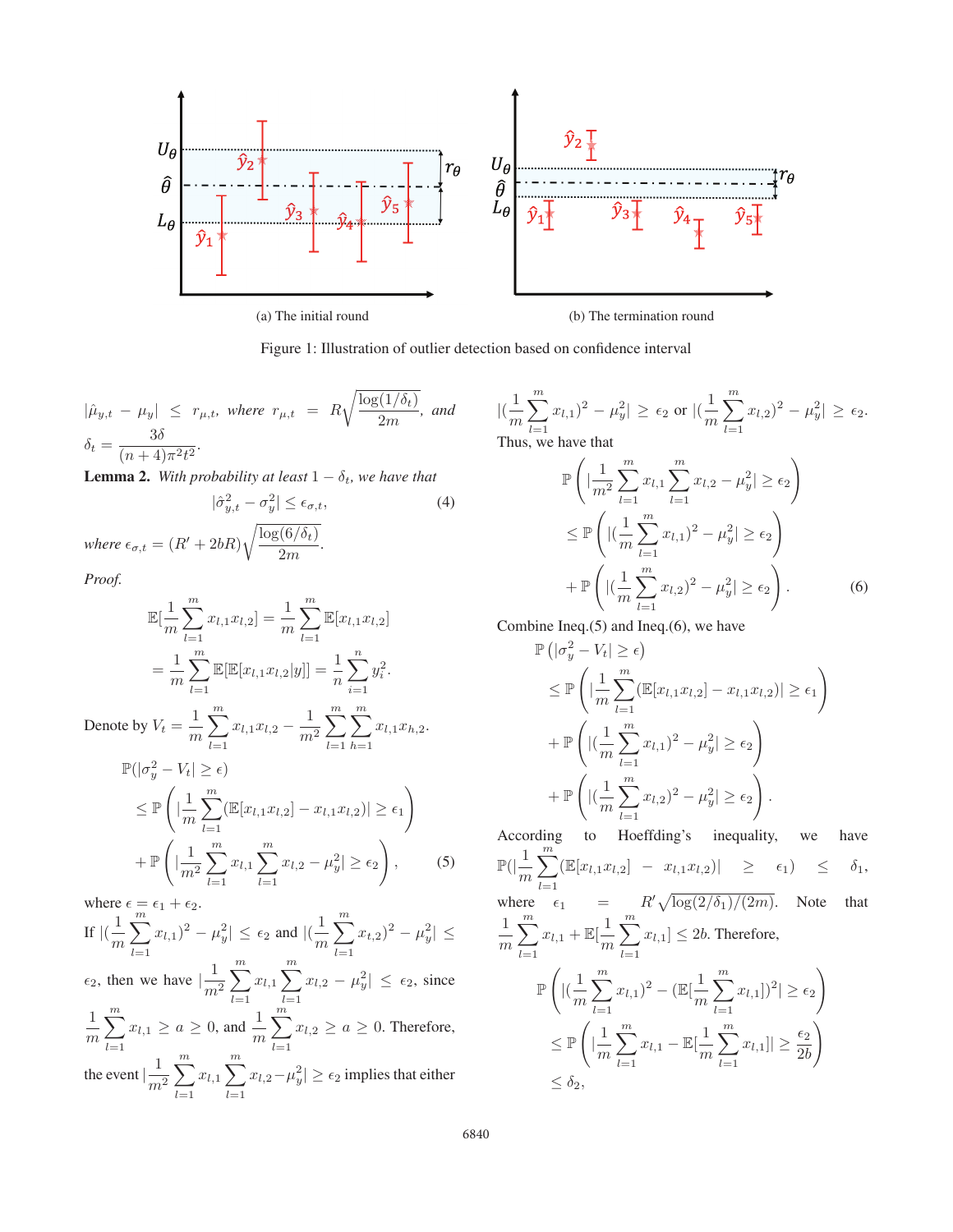(a) The initial round

(b) The termination round

Figure 1: Illustration of outlier detection based on confidence interval

$|\hat{\mu}_{y,t} - \mu_y| \le r_{\mu,t}$, where $r_{\mu,t} = R\sqrt{\frac{\log(1/\delta_t)}{2m}}$, and $\delta_t = \frac{3\delta}{(n+4)\pi^2 t^2}$.

**Lemma 2.** *With probability at least $1 - \delta_t$, we have that*

$$|\hat{\sigma}^2_{y,t} - \sigma^2_y| \le \epsilon_{\sigma,t}, \tag{4}$$

*where $\epsilon_{\sigma,t} = (R' + 2bR)\sqrt{\frac{\log(6/\delta_t)}{2m}}$.*

*Proof.*

$$\mathbb{E}[\frac{1}{m}\sum_{l=1}^{m} x_{l,1}x_{l,2}] = \frac{1}{m}\sum_{l=1}^{m}\mathbb{E}[x_{l,1}x_{l,2}]$$
$$= \frac{1}{m}\sum_{l=1}^{m}\mathbb{E}[\mathbb{E}[x_{l,1}x_{l,2}|y]] = \frac{1}{n}\sum_{i=1}^{n} y_i^2.$$

Denote by $V_t = \frac{1}{m}\sum_{l=1}^{m} x_{l,1}x_{l,2} - \frac{1}{m^2}\sum_{l=1}^{m}\sum_{h=1}^{m} x_{l,1}x_{h,2}$.

$$\mathbb{P}(|\sigma_y^2 - V_t| \ge \epsilon)$$
$$\le \mathbb{P}\left(|\frac{1}{m}\sum_{l=1}^{m}(\mathbb{E}[x_{l,1}x_{l,2}] - x_{l,1}x_{l,2})| \ge \epsilon_1\right)$$
$$+ \mathbb{P}\left(|\frac{1}{m^2}\sum_{l=1}^{m} x_{l,1}\sum_{l=1}^{m} x_{l,2} - \mu_y^2| \ge \epsilon_2\right), \tag{5}$$

where $\epsilon = \epsilon_1 + \epsilon_2$.

If $|(\frac{1}{m}\sum_{l=1}^{m} x_{l,1})^2 - \mu_y^2| \le \epsilon_2$ and $|(\frac{1}{m}\sum_{l=1}^{m} x_{t,2})^2 - \mu_y^2| \le \epsilon_2$, then we have $|\frac{1}{m^2}\sum_{l=1}^{m} x_{l,1}\sum_{l=1}^{m} x_{l,2} - \mu_y^2| \le \epsilon_2$, since $\frac{1}{m}\sum_{l=1}^{m} x_{l,1} \ge a \ge 0$, and $\frac{1}{m}\sum_{l=1}^{m} x_{l,2} \ge a \ge 0$. Therefore, the event $|\frac{1}{m^2}\sum_{l=1}^{m} x_{l,1}\sum_{l=1}^{m} x_{l,2} - \mu_y^2| \ge \epsilon_2$ implies that either $|(\frac{1}{m}\sum_{l=1}^{m} x_{l,1})^2 - \mu_y^2| \ge \epsilon_2$ or $|(\frac{1}{m}\sum_{l=1}^{m} x_{l,2})^2 - \mu_y^2| \ge \epsilon_2$.

Thus, we have that

$$\mathbb{P}\left(|\frac{1}{m^2}\sum_{l=1}^{m} x_{l,1}\sum_{l=1}^{m} x_{l,2} - \mu_y^2| \ge \epsilon_2\right)$$
$$\le \mathbb{P}\left(|(\frac{1}{m}\sum_{l=1}^{m} x_{l,1})^2 - \mu_y^2| \ge \epsilon_2\right)$$
$$+ \mathbb{P}\left(|(\frac{1}{m}\sum_{l=1}^{m} x_{l,2})^2 - \mu_y^2| \ge \epsilon_2\right). \tag{6}$$

Combine Ineq.(5) and Ineq.(6), we have

$$\mathbb{P}\left(|\sigma_y^2 - V_t| \ge \epsilon\right)$$
$$\le \mathbb{P}\left(|\frac{1}{m}\sum_{l=1}^{m}(\mathbb{E}[x_{l,1}x_{l,2}] - x_{l,1}x_{l,2})| \ge \epsilon_1\right)$$
$$+ \mathbb{P}\left(|(\frac{1}{m}\sum_{l=1}^{m} x_{l,1})^2 - \mu_y^2| \ge \epsilon_2\right)$$
$$+ \mathbb{P}\left(|(\frac{1}{m}\sum_{l=1}^{m} x_{l,2})^2 - \mu_y^2| \ge \epsilon_2\right).$$

According to Hoeffding's inequality, we have $\mathbb{P}(|\frac{1}{m}\sum_{l=1}^{m}(\mathbb{E}[x_{l,1}x_{l,2}] - x_{l,1}x_{l,2})| \ge \epsilon_1) \le \delta_1$, where $\epsilon_1 = R'\sqrt{\log(2/\delta_1)/(2m)}$. Note that $\frac{1}{m}\sum_{l=1}^{m} x_{l,1} + \mathbb{E}[\frac{1}{m}\sum_{l=1}^{m} x_{l,1}] \le 2b$. Therefore,

$$\mathbb{P}\left(|(\frac{1}{m}\sum_{l=1}^{m} x_{l,1})^2 - (\mathbb{E}[\frac{1}{m}\sum_{l=1}^{m} x_{l,1}])^2| \ge \epsilon_2\right)$$
$$\le \mathbb{P}\left(|\frac{1}{m}\sum_{l=1}^{m} x_{l,1} - \mathbb{E}[\frac{1}{m}\sum_{l=1}^{m} x_{l,1}]| \ge \frac{\epsilon_2}{2b}\right)$$
$$\le \delta_2,$$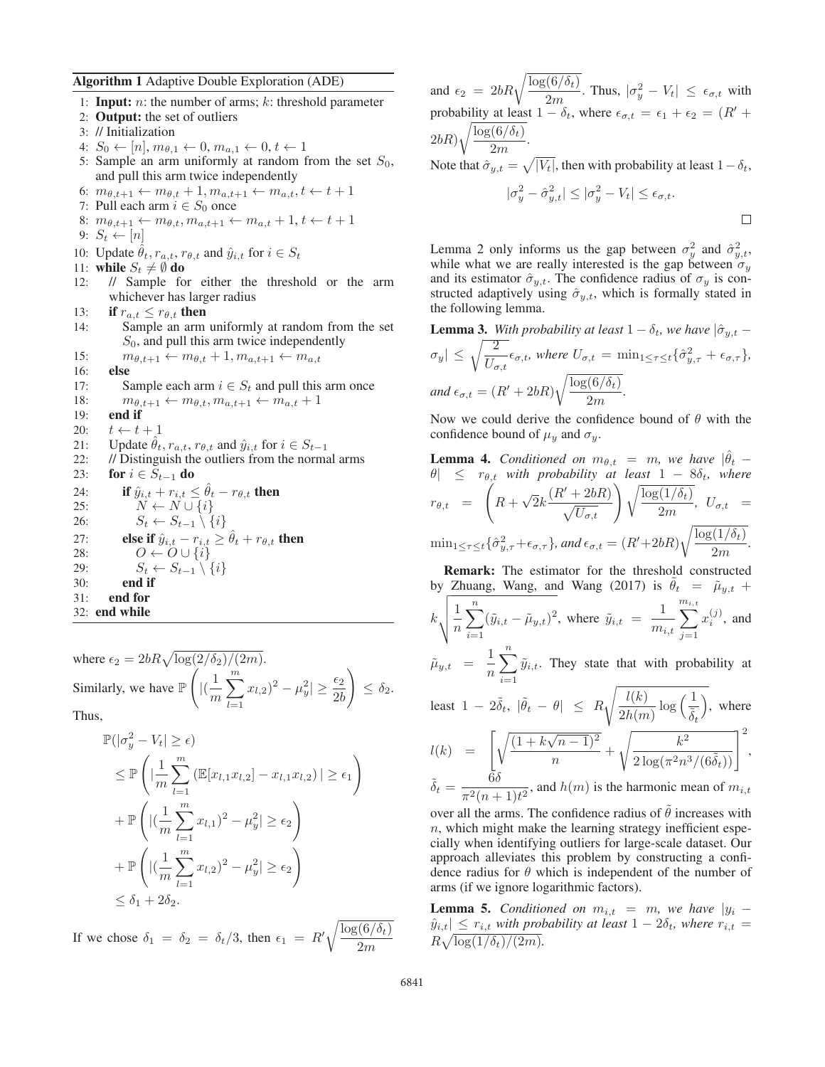**Algorithm 1** Adaptive Double Exploration (ADE)

```
1: Input: n: the number of arms; k: threshold parameter
2: Output: the set of outliers
3: // Initialization
4: S_0 ← [n], m_{θ,1} ← 0, m_{a,1} ← 0, t ← 1
5: Sample an arm uniformly at random from the set S_0, and pull this arm twice independently
6: m_{θ,t+1} ← m_{θ,t} + 1, m_{a,t+1} ← m_{a,t}, t ← t + 1
7: Pull each arm i ∈ S_0 once
8: m_{θ,t+1} ← m_{θ,t}, m_{a,t+1} ← m_{a,t} + 1, t ← t + 1
9: S_t ← [n]
10: Update θ̂_t, r_{a,t}, r_{θ,t} and ŷ_{i,t} for i ∈ S_t
11: while S_t ≠ ∅ do
12:   // Sample for either the threshold or the arm whichever has larger radius
13:   if r_{a,t} ≤ r_{θ,t} then
14:     Sample an arm uniformly at random from the set S_0, and pull this arm twice independently
15:     m_{θ,t+1} ← m_{θ,t} + 1, m_{a,t+1} ← m_{a,t}
16:   else
17:     Sample each arm i ∈ S_t and pull this arm once
18:     m_{θ,t+1} ← m_{θ,t}, m_{a,t+1} ← m_{a,t} + 1
19:   end if
20:   t ← t + 1
21:   Update θ̂_t, r_{a,t}, r_{θ,t} and ŷ_{i,t} for i ∈ S_{t-1}
22:   // Distinguish the outliers from the normal arms
23:   for i ∈ S_{t-1} do
24:     if ŷ_{i,t} + r_{i,t} ≤ θ̂_t − r_{θ,t} then
25:       N ← N ∪ {i}
26:       S_t ← S_{t-1} \ {i}
27:     else if ŷ_{i,t} − r_{i,t} ≥ θ̂_t + r_{θ,t} then
28:       O ← O ∪ {i}
29:       S_t ← S_{t-1} \ {i}
30:     end if
31:   end for
32: end while
```

where $\epsilon_2 = 2bR\sqrt{\log(2/\delta_2)/(2m)}$.

Similarly, we have $\mathbb{P}\left(|(\frac{1}{m}\sum_{l=1}^{m} x_{l,2})^2 - \mu_y^2| \geq \frac{\epsilon_2}{2b}\right) \leq \delta_2$. Thus,

$$
\begin{aligned}
&\mathbb{P}(|\sigma_y^2 - V_t| \geq \epsilon) \\
&\leq \mathbb{P}\left(|\frac{1}{m}\sum_{l=1}^{m}\left(\mathbb{E}[x_{l,1}x_{l,2}] - x_{l,1}x_{l,2}\right)| \geq \epsilon_1\right) \\
&+ \mathbb{P}\left(|(\frac{1}{m}\sum_{l=1}^{m} x_{l,1})^2 - \mu_y^2| \geq \epsilon_2\right) \\
&+ \mathbb{P}\left(|(\frac{1}{m}\sum_{l=1}^{m} x_{l,2})^2 - \mu_y^2| \geq \epsilon_2\right) \\
&\leq \delta_1 + 2\delta_2.
\end{aligned}
$$

If we chose $\delta_1 = \delta_2 = \delta_t/3$, then $\epsilon_1 = R'\sqrt{\frac{\log(6/\delta_t)}{2m}}$ and $\epsilon_2 = 2bR\sqrt{\frac{\log(6/\delta_t)}{2m}}$. Thus, $|\sigma_y^2 - V_t| \leq \epsilon_{\sigma,t}$ with probability at least $1 - \delta_t$, where $\epsilon_{\sigma,t} = \epsilon_1 + \epsilon_2 = (R' + 2bR)\sqrt{\frac{\log(6/\delta_t)}{2m}}$.

Note that $\hat{\sigma}_{y,t} = \sqrt{|V_t|}$, then with probability at least $1-\delta_t$,

$$
|\sigma_y^2 - \hat{\sigma}_{y,t}^2| \leq |\sigma_y^2 - V_t| \leq \epsilon_{\sigma,t}.
$$

□

Lemma 2 only informs us the gap between $\sigma_y^2$ and $\hat{\sigma}_{y,t}^2$, while what we are really interested is the gap between $\sigma_y$ and its estimator $\hat{\sigma}_{y,t}$. The confidence radius of $\sigma_y$ is constructed adaptively using $\hat{\sigma}_{y,t}$, which is formally stated in the following lemma.

**Lemma 3.** *With probability at least* $1 - \delta_t$, *we have* $|\hat{\sigma}_{y,t} - \sigma_y| \leq \sqrt{\frac{2}{U_{\sigma,t}}}\epsilon_{\sigma,t}$, *where* $U_{\sigma,t} = \min_{1\leq\tau\leq t}\{\hat{\sigma}_{y,\tau}^2 + \epsilon_{\sigma,\tau}\}$, *and* $\epsilon_{\sigma,t} = (R' + 2bR)\sqrt{\frac{\log(6/\delta_t)}{2m}}$.

Now we could derive the confidence bound of $\theta$ with the confidence bound of $\mu_y$ and $\sigma_y$.

**Lemma 4.** *Conditioned on* $m_{\theta,t} = m$, *we have* $|\hat{\theta}_t - \theta| \leq r_{\theta,t}$ *with probability at least* $1 - 8\delta_t$, *where* $r_{\theta,t} = \left(R + \sqrt{2}k\frac{(R' + 2bR)}{\sqrt{U_{\sigma,t}}}\right)\sqrt{\frac{\log(1/\delta_t)}{2m}}$, $U_{\sigma,t} = \min_{1\leq\tau\leq t}\{\hat{\sigma}_{y,\tau}^2 + \epsilon_{\sigma,\tau}\}$, *and* $\epsilon_{\sigma,t} = (R' + 2bR)\sqrt{\frac{\log(1/\delta_t)}{2m}}$.

**Remark:** The estimator for the threshold constructed by Zhuang, Wang, and Wang (2017) is $\tilde{\theta}_t = \tilde{\mu}_{y,t} + k\sqrt{\frac{1}{n}\sum_{i=1}^{n}(\tilde{y}_{i,t} - \tilde{\mu}_{y,t})^2}$, where $\tilde{y}_{i,t} = \frac{1}{m_{i,t}}\sum_{j=1}^{m_{i,t}} x_i^{(j)}$, and $\tilde{\mu}_{y,t} = \frac{1}{n}\sum_{i=1}^{n}\tilde{y}_{i,t}$. They state that with probability at least $1 - 2\tilde{\delta}_t$, $|\tilde{\theta}_t - \theta| \leq R\sqrt{\frac{l(k)}{2h(m)}\log\left(\frac{1}{\tilde{\delta}_t}\right)}$, where $l(k) = \left[\sqrt{\frac{(1 + k\sqrt{n-1})^2}{n}} + \sqrt{\frac{k^2}{2\log(\pi^2 n^3/(6\tilde{\delta}))}}\right]^2$, $\tilde{\delta}_t = \frac{6\delta}{\pi^2(n+1)t^2}$, and $h(m)$ is the harmonic mean of $m_{i,t}$ over all the arms. The confidence radius of $\tilde{\theta}$ increases with $n$, which might make the learning strategy inefficient especially when identifying outliers for large-scale dataset. Our approach alleviates this problem by constructing a confidence radius for $\theta$ which is independent of the number of arms (if we ignore logarithmic factors).

**Lemma 5.** *Conditioned on* $m_{i,t} = m$, *we have* $|y_i - \hat{y}_{i,t}| \leq r_{i,t}$ *with probability at least* $1 - 2\delta_t$, *where* $r_{i,t} = R\sqrt{\log(1/\delta_t)/(2m)}$.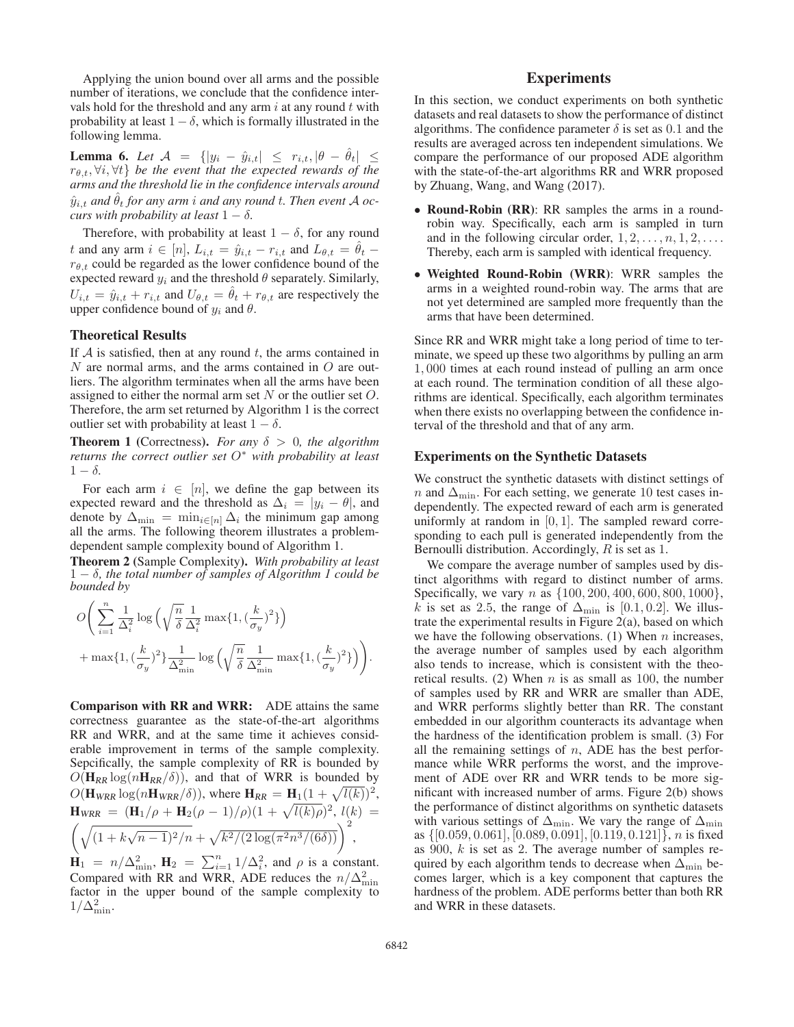Applying the union bound over all arms and the possible number of iterations, we conclude that the confidence intervals hold for the threshold and any arm $i$ at any round $t$ with probability at least $1-\delta$, which is formally illustrated in the following lemma.

**Lemma 6.** *Let $\mathcal{A} = \{|y_i - \hat{y}_{i,t}| \le r_{i,t}, |\theta - \hat{\theta}_t| \le r_{\theta,t}, \forall i, \forall t\}$ be the event that the expected rewards of the arms and the threshold lie in the confidence intervals around $\hat{y}_{i,t}$ and $\hat{\theta}_t$ for any arm $i$ and any round $t$. Then event $\mathcal{A}$ occurs with probability at least $1-\delta$.*

Therefore, with probability at least $1-\delta$, for any round $t$ and any arm $i \in [n]$, $L_{i,t} = \hat{y}_{i,t} - r_{i,t}$ and $L_{\theta,t} = \hat{\theta}_t - r_{\theta,t}$ could be regarded as the lower confidence bound of the expected reward $y_i$ and the threshold $\theta$ separately. Similarly, $U_{i,t} = \hat{y}_{i,t} + r_{i,t}$ and $U_{\theta,t} = \hat{\theta}_t + r_{\theta,t}$ are respectively the upper confidence bound of $y_i$ and $\theta$.

### Theoretical Results

If $\mathcal{A}$ is satisfied, then at any round $t$, the arms contained in $N$ are normal arms, and the arms contained in $O$ are outliers. The algorithm terminates when all the arms have been assigned to either the normal arm set $N$ or the outlier set $O$. Therefore, the arm set returned by Algorithm 1 is the correct outlier set with probability at least $1-\delta$.

**Theorem 1** (Correctness)**.** *For any $\delta > 0$, the algorithm returns the correct outlier set $O^*$ with probability at least $1-\delta$.*

For each arm $i \in [n]$, we define the gap between its expected reward and the threshold as $\Delta_i = |y_i - \theta|$, and denote by $\Delta_{\min} = \min_{i\in[n]} \Delta_i$ the minimum gap among all the arms. The following theorem illustrates a problem-dependent sample complexity bound of Algorithm 1.

**Theorem 2** (Sample Complexity)**.** *With probability at least $1-\delta$, the total number of samples of Algorithm 1 could be bounded by*

$$O\Bigg(\sum_{i=1}^{n}\frac{1}{\Delta_i^2}\log\Big(\sqrt{\frac{n}{\delta}}\frac{1}{\Delta_i^2}\max\{1,(\frac{k}{\sigma_y})^2\}\Big) + \max\{1,(\frac{k}{\sigma_y})^2\}\frac{1}{\Delta_{\min}^2}\log\Big(\sqrt{\frac{n}{\delta}}\frac{1}{\Delta_{\min}^2}\max\{1,(\frac{k}{\sigma_y})^2\}\Big)\Bigg).$$

**Comparison with RR and WRR:** ADE attains the same correctness guarantee as the state-of-the-art algorithms RR and WRR, and at the same time it achieves considerable improvement in terms of the sample complexity. Sepcifically, the sample complexity of RR is bounded by $O(\mathbf{H}_{RR}\log(n\mathbf{H}_{RR}/\delta))$, and that of WRR is bounded by $O(\mathbf{H}_{WRR}\log(n\mathbf{H}_{WRR}/\delta))$, where $\mathbf{H}_{RR} = \mathbf{H}_1(1+\sqrt{l(k)})^2$, $\mathbf{H}_{WRR} = (\mathbf{H}_1/\rho + \mathbf{H}_2(\rho-1)/\rho)(1+\sqrt{l(k)\rho})^2$, $l(k) = \left(\sqrt{(1+k\sqrt{n-1})^2/n} + \sqrt{k^2/(2\log(\pi^2 n^3/(6\delta)))}\right)^2$, $\mathbf{H}_1 = n/\Delta_{\min}^2$, $\mathbf{H}_2 = \sum_{i=1}^{n} 1/\Delta_i^2$, and $\rho$ is a constant. Compared with RR and WRR, ADE reduces the $n/\Delta_{\min}^2$ factor in the upper bound of the sample complexity to $1/\Delta_{\min}^2$.

## Experiments

In this section, we conduct experiments on both synthetic datasets and real datasets to show the performance of distinct algorithms. The confidence parameter $\delta$ is set as $0.1$ and the results are averaged across ten independent simulations. We compare the performance of our proposed ADE algorithm with the state-of-the-art algorithms RR and WRR proposed by Zhuang, Wang, and Wang (2017).

- **Round-Robin (RR)**: RR samples the arms in a round-robin way. Specifically, each arm is sampled in turn and in the following circular order, $1, 2, \ldots, n, 1, 2, \ldots$. Thereby, each arm is sampled with identical frequency.
- **Weighted Round-Robin (WRR)**: WRR samples the arms in a weighted round-robin way. The arms that are not yet determined are sampled more frequently than the arms that have been determined.

Since RR and WRR might take a long period of time to terminate, we speed up these two algorithms by pulling an arm $1,000$ times at each round instead of pulling an arm once at each round. The termination condition of all these algorithms are identical. Specifically, each algorithm terminates when there exists no overlapping between the confidence interval of the threshold and that of any arm.

### Experiments on the Synthetic Datasets

We construct the synthetic datasets with distinct settings of $n$ and $\Delta_{\min}$. For each setting, we generate 10 test cases independently. The expected reward of each arm is generated uniformly at random in $[0, 1]$. The sampled reward corresponding to each pull is generated independently from the Bernoulli distribution. Accordingly, $R$ is set as 1.

We compare the average number of samples used by distinct algorithms with regard to distinct number of arms. Specifically, we vary $n$ as $\{100, 200, 400, 600, 800, 1000\}$, $k$ is set as 2.5, the range of $\Delta_{\min}$ is $[0.1, 0.2]$. We illustrate the experimental results in Figure 2(a), based on which we have the following observations. (1) When $n$ increases, the average number of samples used by each algorithm also tends to increase, which is consistent with the theoretical results. (2) When $n$ is as small as 100, the number of samples used by RR and WRR are smaller than ADE, and WRR performs slightly better than RR. The constant embedded in our algorithm counteracts its advantage when the hardness of the identification problem is small. (3) For all the remaining settings of $n$, ADE has the best performance while WRR performs the worst, and the improvement of ADE over RR and WRR tends to be more significant with increased number of arms. Figure 2(b) shows the performance of distinct algorithms on synthetic datasets with various settings of $\Delta_{\min}$. We vary the range of $\Delta_{\min}$ as $\{[0.059, 0.061], [0.089, 0.091], [0.119, 0.121]\}$, $n$ is fixed as 900, $k$ is set as 2. The average number of samples required by each algorithm tends to decrease when $\Delta_{\min}$ becomes larger, which is a key component that captures the hardness of the problem. ADE performs better than both RR and WRR in these datasets.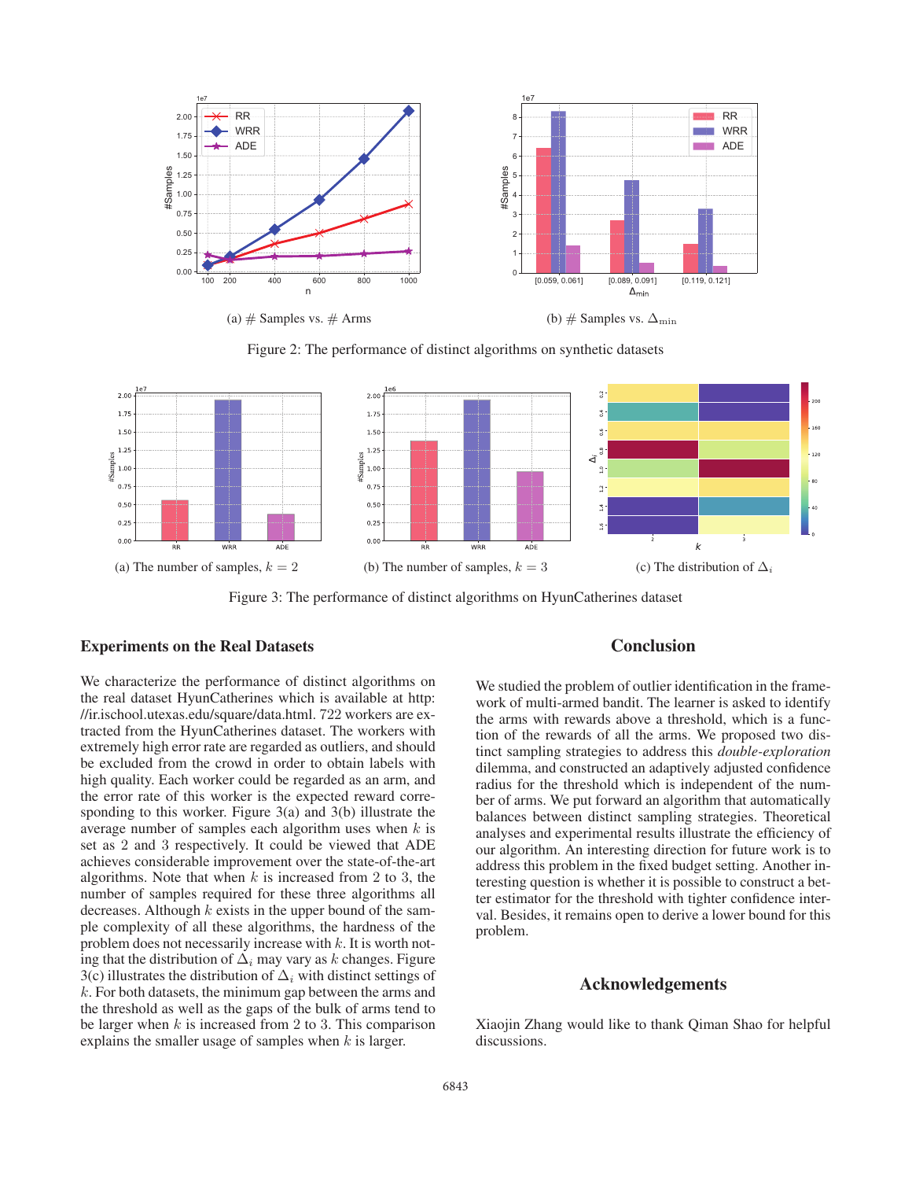(a) # Samples vs. # Arms

(b) # Samples vs. $\Delta_{\min}$

Figure 2: The performance of distinct algorithms on synthetic datasets

(a) The number of samples, $k = 2$

(b) The number of samples, $k = 3$

(c) The distribution of $\Delta_i$

Figure 3: The performance of distinct algorithms on HyunCatherines dataset

### Experiments on the Real Datasets

We characterize the performance of distinct algorithms on the real dataset HyunCatherines which is available at http://ir.ischool.utexas.edu/square/data.html. 722 workers are extracted from the HyunCatherines dataset. The workers with extremely high error rate are regarded as outliers, and should be excluded from the crowd in order to obtain labels with high quality. Each worker could be regarded as an arm, and the error rate of this worker is the expected reward corresponding to this worker. Figure 3(a) and 3(b) illustrate the average number of samples each algorithm uses when $k$ is set as 2 and 3 respectively. It could be viewed that ADE achieves considerable improvement over the state-of-the-art algorithms. Note that when $k$ is increased from 2 to 3, the number of samples required for these three algorithms all decreases. Although $k$ exists in the upper bound of the sample complexity of all these algorithms, the hardness of the problem does not necessarily increase with $k$. It is worth noting that the distribution of $\Delta_i$ may vary as $k$ changes. Figure 3(c) illustrates the distribution of $\Delta_i$ with distinct settings of $k$. For both datasets, the minimum gap between the arms and the threshold as well as the gaps of the bulk of arms tend to be larger when $k$ is increased from 2 to 3. This comparison explains the smaller usage of samples when $k$ is larger.

## Conclusion

We studied the problem of outlier identification in the framework of multi-armed bandit. The learner is asked to identify the arms with rewards above a threshold, which is a function of the rewards of all the arms. We proposed two distinct sampling strategies to address this *double-exploration* dilemma, and constructed an adaptively adjusted confidence radius for the threshold which is independent of the number of arms. We put forward an algorithm that automatically balances between distinct sampling strategies. Theoretical analyses and experimental results illustrate the efficiency of our algorithm. An interesting direction for future work is to address this problem in the fixed budget setting. Another interesting question is whether it is possible to construct a better estimator for the threshold with tighter confidence interval. Besides, it remains open to derive a lower bound for this problem.

## Acknowledgements

Xiaojin Zhang would like to thank Qiman Shao for helpful discussions.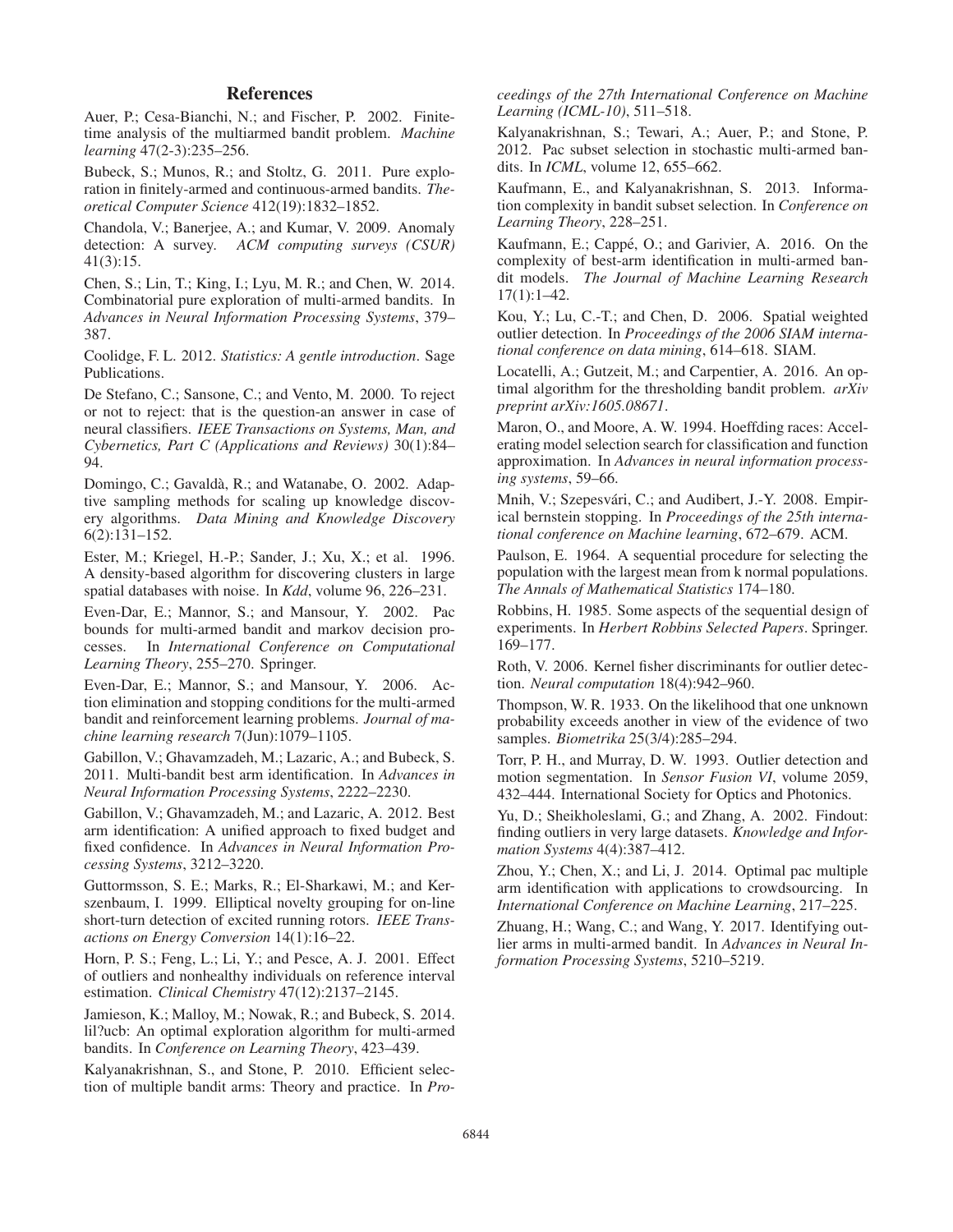## References

Auer, P.; Cesa-Bianchi, N.; and Fischer, P. 2002. Finite-time analysis of the multiarmed bandit problem. *Machine learning* 47(2-3):235–256.

Bubeck, S.; Munos, R.; and Stoltz, G. 2011. Pure exploration in finitely-armed and continuous-armed bandits. *Theoretical Computer Science* 412(19):1832–1852.

Chandola, V.; Banerjee, A.; and Kumar, V. 2009. Anomaly detection: A survey. *ACM computing surveys (CSUR)* 41(3):15.

Chen, S.; Lin, T.; King, I.; Lyu, M. R.; and Chen, W. 2014. Combinatorial pure exploration of multi-armed bandits. In *Advances in Neural Information Processing Systems*, 379–387.

Coolidge, F. L. 2012. *Statistics: A gentle introduction*. Sage Publications.

De Stefano, C.; Sansone, C.; and Vento, M. 2000. To reject or not to reject: that is the question-an answer in case of neural classifiers. *IEEE Transactions on Systems, Man, and Cybernetics, Part C (Applications and Reviews)* 30(1):84–94.

Domingo, C.; Gavaldà, R.; and Watanabe, O. 2002. Adaptive sampling methods for scaling up knowledge discovery algorithms. *Data Mining and Knowledge Discovery* 6(2):131–152.

Ester, M.; Kriegel, H.-P.; Sander, J.; Xu, X.; et al. 1996. A density-based algorithm for discovering clusters in large spatial databases with noise. In *Kdd*, volume 96, 226–231.

Even-Dar, E.; Mannor, S.; and Mansour, Y. 2002. Pac bounds for multi-armed bandit and markov decision processes. In *International Conference on Computational Learning Theory*, 255–270. Springer.

Even-Dar, E.; Mannor, S.; and Mansour, Y. 2006. Action elimination and stopping conditions for the multi-armed bandit and reinforcement learning problems. *Journal of machine learning research* 7(Jun):1079–1105.

Gabillon, V.; Ghavamzadeh, M.; Lazaric, A.; and Bubeck, S. 2011. Multi-bandit best arm identification. In *Advances in Neural Information Processing Systems*, 2222–2230.

Gabillon, V.; Ghavamzadeh, M.; and Lazaric, A. 2012. Best arm identification: A unified approach to fixed budget and fixed confidence. In *Advances in Neural Information Processing Systems*, 3212–3220.

Guttormsson, S. E.; Marks, R.; El-Sharkawi, M.; and Kerszenbaum, I. 1999. Elliptical novelty grouping for on-line short-turn detection of excited running rotors. *IEEE Transactions on Energy Conversion* 14(1):16–22.

Horn, P. S.; Feng, L.; Li, Y.; and Pesce, A. J. 2001. Effect of outliers and nonhealthy individuals on reference interval estimation. *Clinical Chemistry* 47(12):2137–2145.

Jamieson, K.; Malloy, M.; Nowak, R.; and Bubeck, S. 2014. lil?ucb: An optimal exploration algorithm for multi-armed bandits. In *Conference on Learning Theory*, 423–439.

Kalyanakrishnan, S., and Stone, P. 2010. Efficient selection of multiple bandit arms: Theory and practice. In *Proceedings of the 27th International Conference on Machine Learning (ICML-10)*, 511–518.

Kalyanakrishnan, S.; Tewari, A.; Auer, P.; and Stone, P. 2012. Pac subset selection in stochastic multi-armed bandits. In *ICML*, volume 12, 655–662.

Kaufmann, E., and Kalyanakrishnan, S. 2013. Information complexity in bandit subset selection. In *Conference on Learning Theory*, 228–251.

Kaufmann, E.; Cappé, O.; and Garivier, A. 2016. On the complexity of best-arm identification in multi-armed bandit models. *The Journal of Machine Learning Research* 17(1):1–42.

Kou, Y.; Lu, C.-T.; and Chen, D. 2006. Spatial weighted outlier detection. In *Proceedings of the 2006 SIAM international conference on data mining*, 614–618. SIAM.

Locatelli, A.; Gutzeit, M.; and Carpentier, A. 2016. An optimal algorithm for the thresholding bandit problem. *arXiv preprint arXiv:1605.08671*.

Maron, O., and Moore, A. W. 1994. Hoeffding races: Accelerating model selection search for classification and function approximation. In *Advances in neural information processing systems*, 59–66.

Mnih, V.; Szepesvári, C.; and Audibert, J.-Y. 2008. Empirical bernstein stopping. In *Proceedings of the 25th international conference on Machine learning*, 672–679. ACM.

Paulson, E. 1964. A sequential procedure for selecting the population with the largest mean from k normal populations. *The Annals of Mathematical Statistics* 174–180.

Robbins, H. 1985. Some aspects of the sequential design of experiments. In *Herbert Robbins Selected Papers*. Springer. 169–177.

Roth, V. 2006. Kernel fisher discriminants for outlier detection. *Neural computation* 18(4):942–960.

Thompson, W. R. 1933. On the likelihood that one unknown probability exceeds another in view of the evidence of two samples. *Biometrika* 25(3/4):285–294.

Torr, P. H., and Murray, D. W. 1993. Outlier detection and motion segmentation. In *Sensor Fusion VI*, volume 2059, 432–444. International Society for Optics and Photonics.

Yu, D.; Sheikholeslami, G.; and Zhang, A. 2002. Findout: finding outliers in very large datasets. *Knowledge and Information Systems* 4(4):387–412.

Zhou, Y.; Chen, X.; and Li, J. 2014. Optimal pac multiple arm identification with applications to crowdsourcing. In *International Conference on Machine Learning*, 217–225.

Zhuang, H.; Wang, C.; and Wang, Y. 2017. Identifying outlier arms in multi-armed bandit. In *Advances in Neural Information Processing Systems*, 5210–5219.